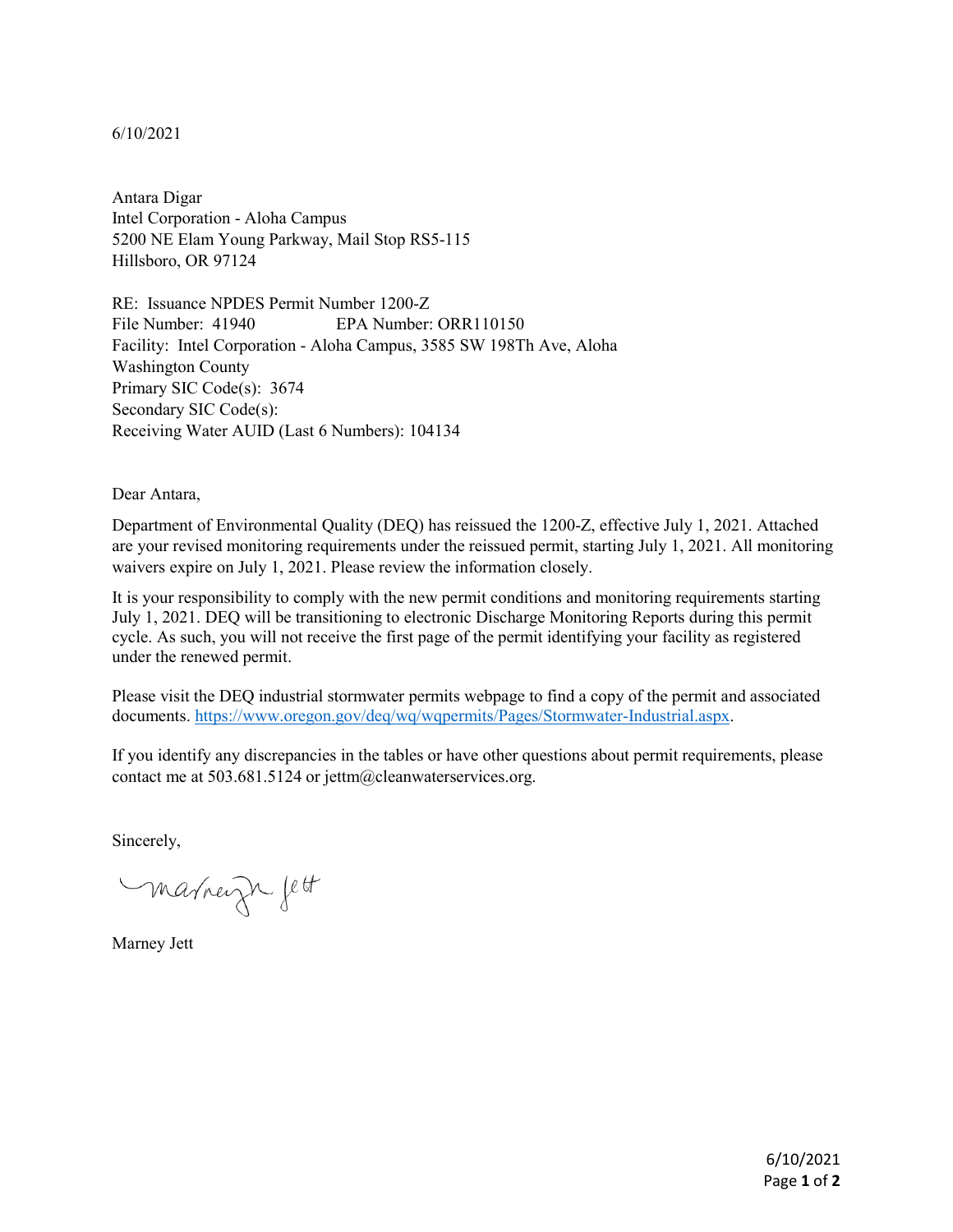6/10/2021

Antara Digar
Intel Corporation - Aloha Campus
5200 NE Elam Young Parkway, Mail Stop RS5-115
Hillsboro, OR 97124

RE: Issuance NPDES Permit Number 1200-Z
File Number: 41940 EPA Number: ORR110150
Facility: Intel Corporation - Aloha Campus, 3585 SW 198Th Ave, Aloha
Washington County
Primary SIC Code(s): 3674
Secondary SIC Code(s):
Receiving Water AUID (Last 6 Numbers): 104134

Dear Antara,

Department of Environmental Quality (DEQ) has reissued the 1200-Z, effective July 1, 2021. Attached are your revised monitoring requirements under the reissued permit, starting July 1, 2021. All monitoring waivers expire on July 1, 2021. Please review the information closely.

It is your responsibility to comply with the new permit conditions and monitoring requirements starting July 1, 2021. DEQ will be transitioning to electronic Discharge Monitoring Reports during this permit cycle. As such, you will not receive the first page of the permit identifying your facility as registered under the renewed permit.

Please visit the DEQ industrial stormwater permits webpage to find a copy of the permit and associated documents. https://www.oregon.gov/deq/wq/wqpermits/Pages/Stormwater-Industrial.aspx.

If you identify any discrepancies in the tables or have other questions about permit requirements, please contact me at 503.681.5124 or jettm@cleanwaterservices.org.

Sincerely,

Marney Jett

Marney Jett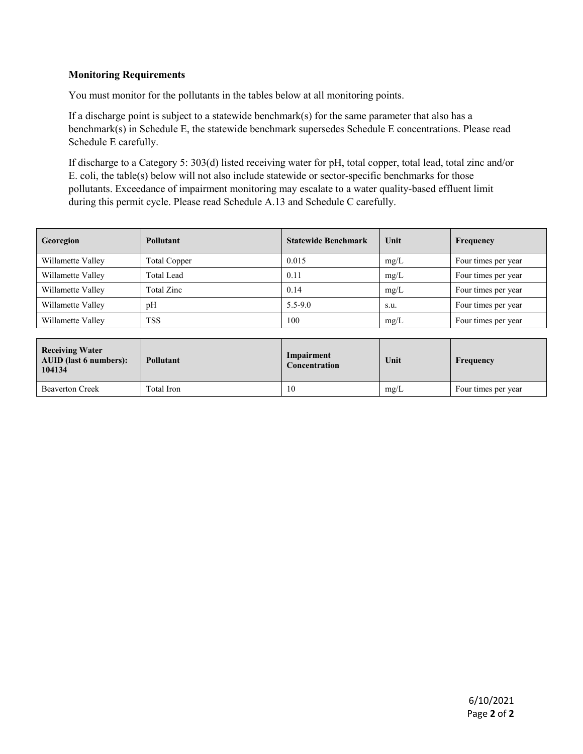**Monitoring Requirements**

You must monitor for the pollutants in the tables below at all monitoring points.

If a discharge point is subject to a statewide benchmark(s) for the same parameter that also has a benchmark(s) in Schedule E, the statewide benchmark supersedes Schedule E concentrations. Please read Schedule E carefully.

If discharge to a Category 5: 303(d) listed receiving water for pH, total copper, total lead, total zinc and/or E. coli, the table(s) below will not also include statewide or sector-specific benchmarks for those pollutants. Exceedance of impairment monitoring may escalate to a water quality-based effluent limit during this permit cycle. Please read Schedule A.13 and Schedule C carefully.

| Georegion | Pollutant | Statewide Benchmark | Unit | Frequency |
|---|---|---|---|---|
| Willamette Valley | Total Copper | 0.015 | mg/L | Four times per year |
| Willamette Valley | Total Lead | 0.11 | mg/L | Four times per year |
| Willamette Valley | Total Zinc | 0.14 | mg/L | Four times per year |
| Willamette Valley | pH | 5.5-9.0 | s.u. | Four times per year |
| Willamette Valley | TSS | 100 | mg/L | Four times per year |

| Receiving Water AUID (last 6 numbers): 104134 | Pollutant | Impairment Concentration | Unit | Frequency |
|---|---|---|---|---|
| Beaverton Creek | Total Iron | 10 | mg/L | Four times per year |

6/10/2021